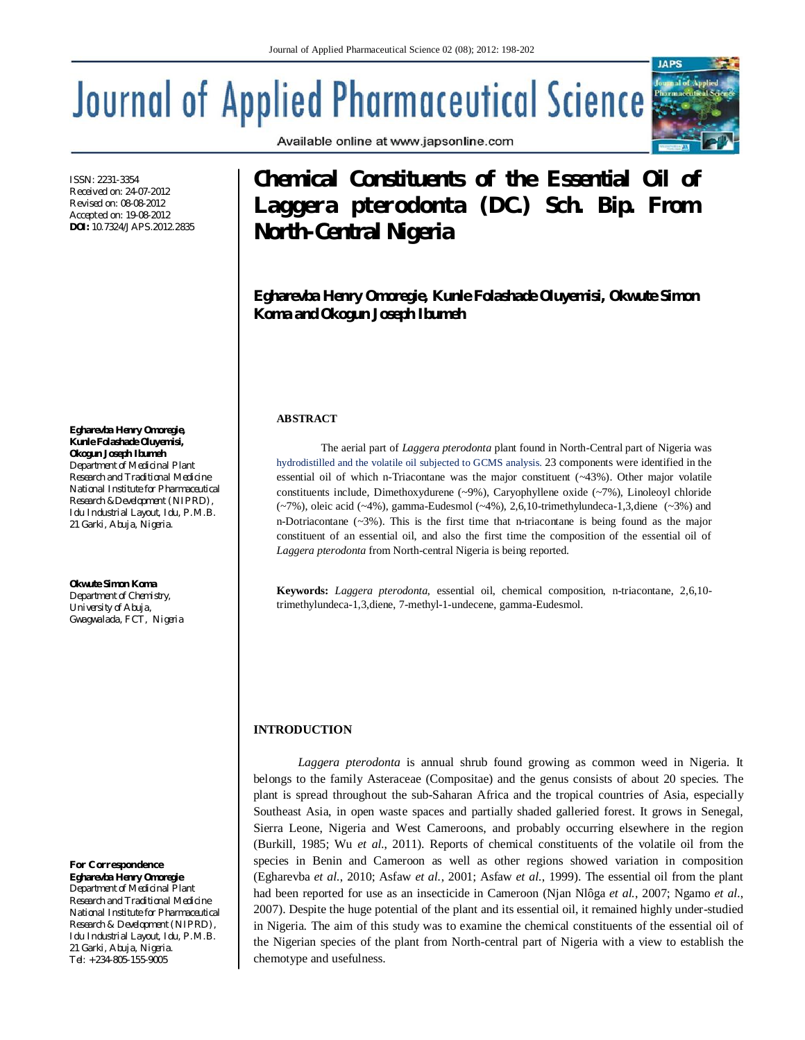# Journal of Applied Pharmaceutical Science

Available online at www.japsonline.com

ISSN: 2231-3354
Received on: 24-07-2012
Revised on: 08-08-2012
Accepted on: 19-08-2012
**DOI:** 10.7324/JAPS.2012.2835

## Chemical Constituents of the Essential Oil of *Laggera pterodonta* (DC.) Sch. Bip. From North-Central Nigeria

**Egharevba Henry Omoregie, Kunle Folashade Oluyemisi, Okwute Simon Koma and Okogun Joseph Ibumeh**

**Egharevba Henry Omoregie, Kunle Folashade Oluyemisi, Okogun Joseph Ibumeh**
Department of Medicinal Plant Research and Traditional Medicine National Institute for Pharmaceutical Research & Development (NIPRD), Idu Industrial Layout, Idu, P.M.B. 21 Garki, Abuja, Nigeria.

**Okwute Simon Koma**
Department of Chemistry, University of Abuja, Gwagwalada, FCT, Nigeria

**For Correspondence**
**Egharevba Henry Omoregie**
Department of Medicinal Plant Research and Traditional Medicine National Institute for Pharmaceutical Research & Development (NIPRD), Idu Industrial Layout, Idu, P.M.B. 21 Garki, Abuja, Nigeria.
Tel: +234-805-155-9005

### ABSTRACT

The aerial part of *Laggera pterodonta* plant found in North-Central part of Nigeria was hydrodistilled and the volatile oil subjected to GCMS analysis. 23 components were identified in the essential oil of which n-Triacontane was the major constituent (~43%). Other major volatile constituents include, Dimethoxydurene (~9%), Caryophyllene oxide (~7%), Linoleoyl chloride (~7%), oleic acid (~4%), gamma-Eudesmol (~4%), 2,6,10-trimethylundeca-1,3,diene (~3%) and n-Dotriacontane (~3%). This is the first time that n-triacontane is being found as the major constituent of an essential oil, and also the first time the composition of the essential oil of *Laggera pterodonta* from North-central Nigeria is being reported.

**Keywords:** *Laggera pterodonta,* essential oil, chemical composition, n-triacontane, 2,6,10-trimethylundeca-1,3,diene, 7-methyl-1-undecene, gamma-Eudesmol.

### INTRODUCTION

*Laggera pterodonta* is annual shrub found growing as common weed in Nigeria. It belongs to the family Asteraceae (Compositae) and the genus consists of about 20 species. The plant is spread throughout the sub-Saharan Africa and the tropical countries of Asia, especially Southeast Asia, in open waste spaces and partially shaded galleried forest. It grows in Senegal, Sierra Leone, Nigeria and West Cameroons, and probably occurring elsewhere in the region (Burkill, 1985; Wu *et al.*, 2011). Reports of chemical constituents of the volatile oil from the species in Benin and Cameroon as well as other regions showed variation in composition (Egharevba *et al.*, 2010; Asfaw *et al.*, 2001; Asfaw *et al.*, 1999). The essential oil from the plant had been reported for use as an insecticide in Cameroon (Njan Nlôga *et al.*, 2007; Ngamo *et al.*, 2007). Despite the huge potential of the plant and its essential oil, it remained highly under-studied in Nigeria. The aim of this study was to examine the chemical constituents of the essential oil of the Nigerian species of the plant from North-central part of Nigeria with a view to establish the chemotype and usefulness.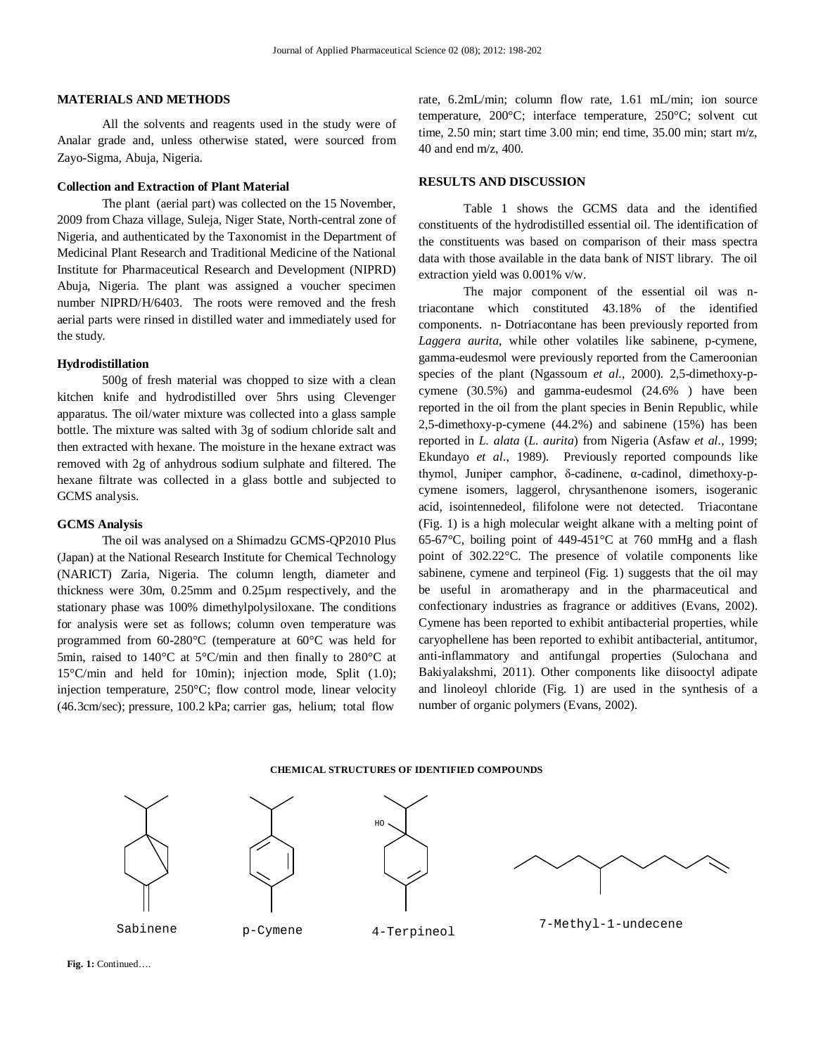## MATERIALS AND METHODS

All the solvents and reagents used in the study were of Analar grade and, unless otherwise stated, were sourced from Zayo-Sigma, Abuja, Nigeria.

### Collection and Extraction of Plant Material

The plant (aerial part) was collected on the 15 November, 2009 from Chaza village, Suleja, Niger State, North-central zone of Nigeria, and authenticated by the Taxonomist in the Department of Medicinal Plant Research and Traditional Medicine of the National Institute for Pharmaceutical Research and Development (NIPRD) Abuja, Nigeria. The plant was assigned a voucher specimen number NIPRD/H/6403. The roots were removed and the fresh aerial parts were rinsed in distilled water and immediately used for the study.

### Hydrodistillation

500g of fresh material was chopped to size with a clean kitchen knife and hydrodistilled over 5hrs using Clevenger apparatus. The oil/water mixture was collected into a glass sample bottle. The mixture was salted with 3g of sodium chloride salt and then extracted with hexane. The moisture in the hexane extract was removed with 2g of anhydrous sodium sulphate and filtered. The hexane filtrate was collected in a glass bottle and subjected to GCMS analysis.

### GCMS Analysis

The oil was analysed on a Shimadzu GCMS-QP2010 Plus (Japan) at the National Research Institute for Chemical Technology (NARICT) Zaria, Nigeria. The column length, diameter and thickness were 30m, 0.25mm and 0.25µm respectively, and the stationary phase was 100% dimethylpolysiloxane. The conditions for analysis were set as follows; column oven temperature was programmed from 60-280°C (temperature at 60°C was held for 5min, raised to 140°C at 5°C/min and then finally to 280°C at 15°C/min and held for 10min); injection mode, Split (1.0); injection temperature, 250°C; flow control mode, linear velocity (46.3cm/sec); pressure, 100.2 kPa; carrier gas, helium; total flow rate, 6.2mL/min; column flow rate, 1.61 mL/min; ion source temperature, 200°C; interface temperature, 250°C; solvent cut time, 2.50 min; start time 3.00 min; end time, 35.00 min; start m/z, 40 and end m/z, 400.

## RESULTS AND DISCUSSION

Table 1 shows the GCMS data and the identified constituents of the hydrodistilled essential oil. The identification of the constituents was based on comparison of their mass spectra data with those available in the data bank of NIST library. The oil extraction yield was 0.001% v/w.

The major component of the essential oil was n-triacontane which constituted 43.18% of the identified components. n- Dotriacontane has been previously reported from *Laggera aurita*, while other volatiles like sabinene, p-cymene, gamma-eudesmol were previously reported from the Cameroonian species of the plant (Ngassoum *et al.*, 2000). 2,5-dimethoxy-p-cymene (30.5%) and gamma-eudesmol (24.6% ) have been reported in the oil from the plant species in Benin Republic, while 2,5-dimethoxy-p-cymene (44.2%) and sabinene (15%) has been reported in *L. alata* (*L. aurita*) from Nigeria (Asfaw *et al*., 1999; Ekundayo *et al*., 1989). Previously reported compounds like thymol, Juniper camphor, δ-cadinene, α-cadinol, dimethoxy-p-cymene isomers, laggerol, chrysanthenone isomers, isogeranic acid, isointennedeol, filifolone were not detected. Triacontane (Fig. 1) is a high molecular weight alkane with a melting point of 65-67°C, boiling point of 449-451°C at 760 mmHg and a flash point of 302.22°C. The presence of volatile components like sabinene, cymene and terpineol (Fig. 1) suggests that the oil may be useful in aromatherapy and in the pharmaceutical and confectionary industries as fragrance or additives (Evans, 2002). Cymene has been reported to exhibit antibacterial properties, while caryophellene has been reported to exhibit antibacterial, antitumor, anti-inflammatory and antifungal properties (Sulochana and Bakiyalakshmi, 2011). Other components like diisooctyl adipate and linoleoyl chloride (Fig. 1) are used in the synthesis of a number of organic polymers (Evans, 2002).

**CHEMICAL STRUCTURES OF IDENTIFIED COMPOUNDS**

Sabinene | p-Cymene | 4-Terpineol | 7-Methyl-1-undecene

**Fig. 1:** Continued….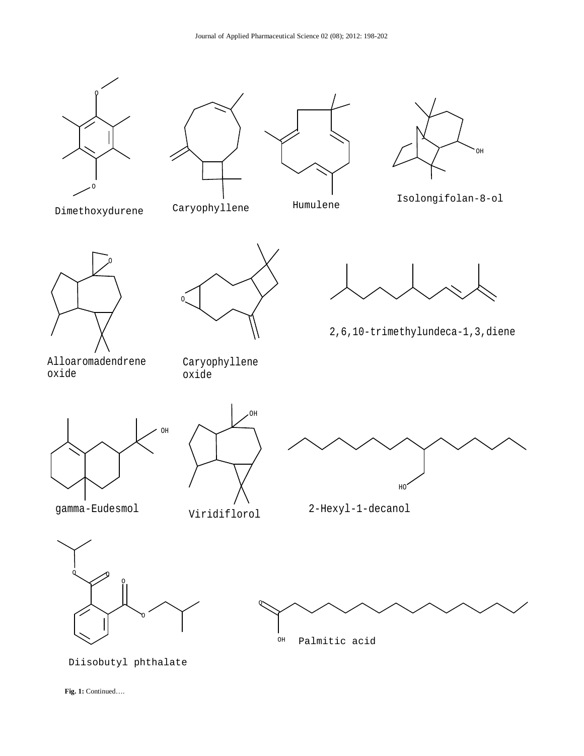Dimethoxydurene

Caryophyllene

Humulene

Isolongifolan-8-ol

Alloaromadendrene oxide

Caryophyllene oxide

2,6,10-trimethylundeca-1,3,diene

gamma-Eudesmol

Viridiflorol

2-Hexyl-1-decanol

Diisobutyl phthalate

Palmitic acid

**Fig. 1:** Continued….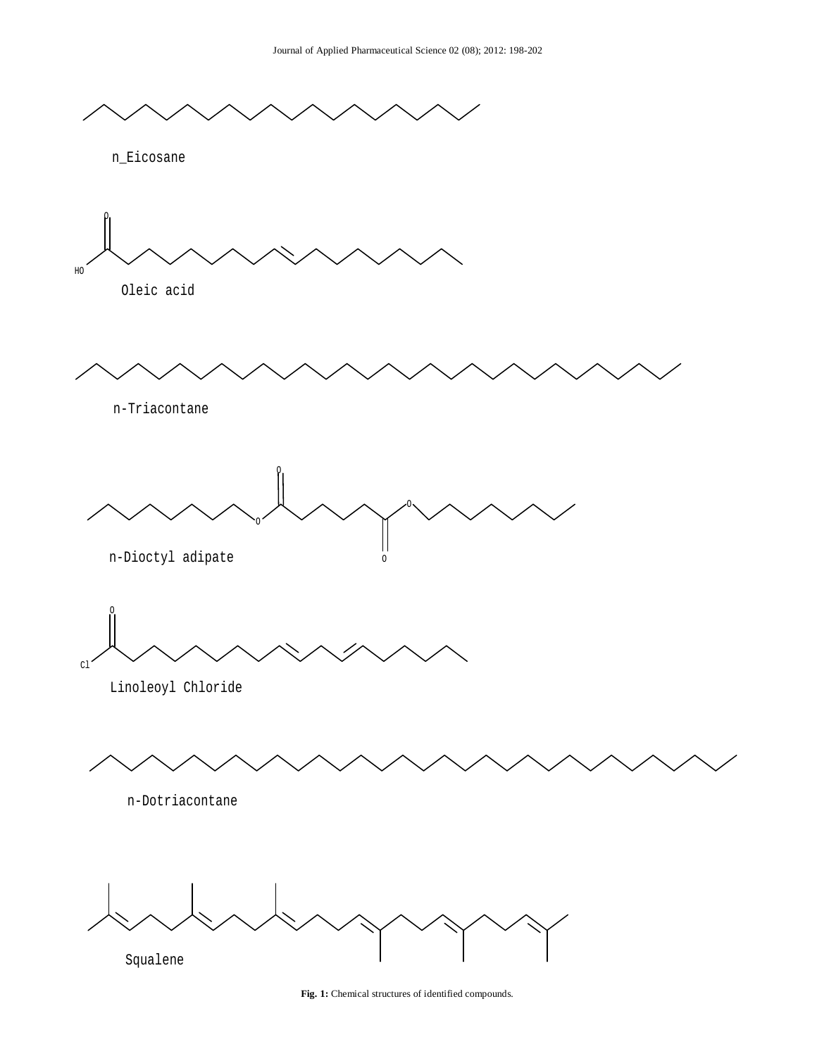n_Eicosane

Oleic acid

n-Triacontane

n-Dioctyl adipate

Linoleoyl Chloride

n-Dotriacontane

Squalene

**Fig. 1:** Chemical structures of identified compounds.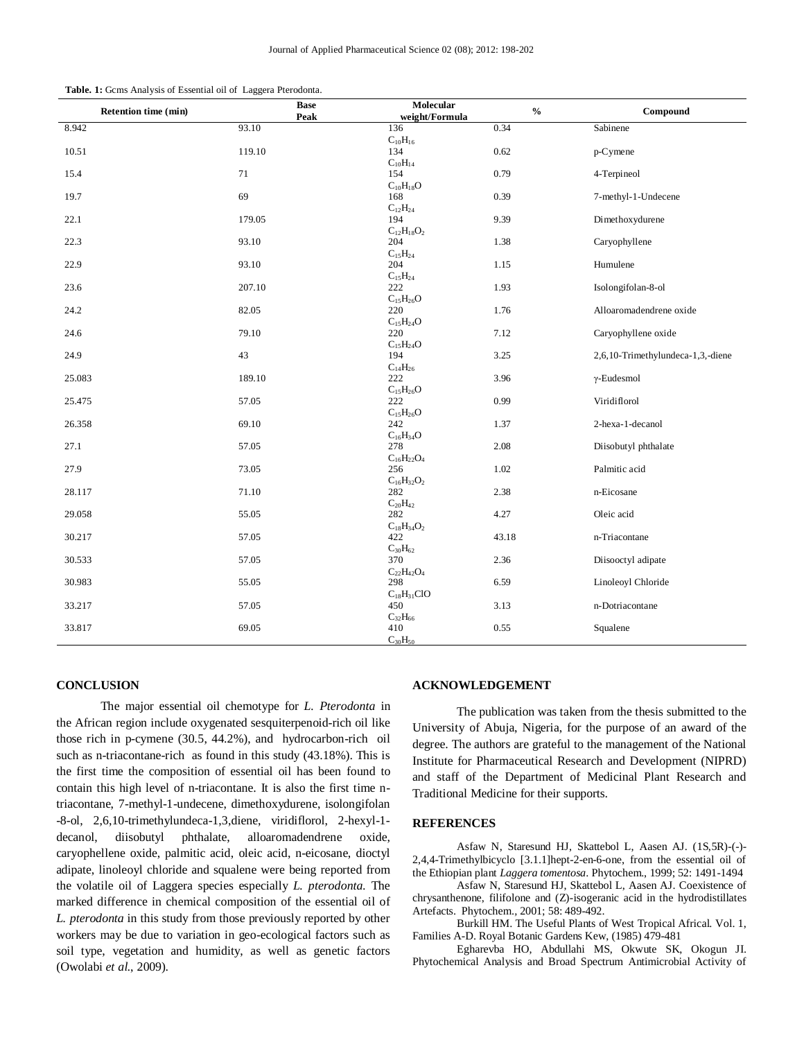**Table. 1:** Gcms Analysis of Essential oil of Laggera Pterodonta.

| Retention time (min) | Base Peak | Molecular weight/Formula | % | Compound |
|---|---|---|---|---|
| 8.942 | 93.10 | 136 $C_{10}H_{16}$ | 0.34 | Sabinene |
| 10.51 | 119.10 | 134 $C_{10}H_{14}$ | 0.62 | p-Cymene |
| 15.4 | 71 | 154 $C_{10}H_{18}O$ | 0.79 | 4-Terpineol |
| 19.7 | 69 | 168 $C_{12}H_{24}$ | 0.39 | 7-methyl-1-Undecene |
| 22.1 | 179.05 | 194 $C_{12}H_{18}O_2$ | 9.39 | Dimethoxydurene |
| 22.3 | 93.10 | 204 $C_{15}H_{24}$ | 1.38 | Caryophyllene |
| 22.9 | 93.10 | 204 $C_{15}H_{24}$ | 1.15 | Humulene |
| 23.6 | 207.10 | 222 $C_{15}H_{26}O$ | 1.93 | Isolongifolan-8-ol |
| 24.2 | 82.05 | 220 $C_{15}H_{24}O$ | 1.76 | Alloaromadendrene oxide |
| 24.6 | 79.10 | 220 $C_{15}H_{24}O$ | 7.12 | Caryophyllene oxide |
| 24.9 | 43 | 194 $C_{14}H_{26}$ | 3.25 | 2,6,10-Trimethylundeca-1,3,-diene |
| 25.083 | 189.10 | 222 $C_{15}H_{26}O$ | 3.96 | γ-Eudesmol |
| 25.475 | 57.05 | 222 $C_{15}H_{26}O$ | 0.99 | Viridiflorol |
| 26.358 | 69.10 | 242 $C_{16}H_{34}O$ | 1.37 | 2-hexa-1-decanol |
| 27.1 | 57.05 | 278 $C_{16}H_{22}O_4$ | 2.08 | Diisobutyl phthalate |
| 27.9 | 73.05 | 256 $C_{16}H_{32}O_2$ | 1.02 | Palmitic acid |
| 28.117 | 71.10 | 282 $C_{20}H_{42}$ | 2.38 | n-Eicosane |
| 29.058 | 55.05 | 282 $C_{18}H_{34}O_2$ | 4.27 | Oleic acid |
| 30.217 | 57.05 | 422 $C_{30}H_{62}$ | 43.18 | n-Triacontane |
| 30.533 | 57.05 | 370 $C_{22}H_{42}O_4$ | 2.36 | Diisooctyl adipate |
| 30.983 | 55.05 | 298 $C_{18}H_{31}ClO$ | 6.59 | Linoleoyl Chloride |
| 33.217 | 57.05 | 450 $C_{32}H_{66}$ | 3.13 | n-Dotriacontane |
| 33.817 | 69.05 | 410 $C_{30}H_{50}$ | 0.55 | Squalene |

## CONCLUSION

The major essential oil chemotype for *L. Pterodonta* in the African region include oxygenated sesquiterpenoid-rich oil like those rich in p-cymene (30.5, 44.2%), and hydrocarbon-rich oil such as n-triacontane-rich as found in this study (43.18%). This is the first time the composition of essential oil has been found to contain this high level of n-triacontane. It is also the first time n-triacontane, 7-methyl-1-undecene, dimethoxydurene, isolongifolan -8-ol, 2,6,10-trimethylundeca-1,3,diene, viridiflorol, 2-hexyl-1-decanol, diisobutyl phthalate, alloaromadendrene oxide, caryophellene oxide, palmitic acid, oleic acid, n-eicosane, dioctyl adipate, linoleoyl chloride and squalene were being reported from the volatile oil of Laggera species especially *L. pterodonta.* The marked difference in chemical composition of the essential oil of *L. pterodonta* in this study from those previously reported by other workers may be due to variation in geo-ecological factors such as soil type, vegetation and humidity, as well as genetic factors (Owolabi *et al.*, 2009).

## ACKNOWLEDGEMENT

The publication was taken from the thesis submitted to the University of Abuja, Nigeria, for the purpose of an award of the degree. The authors are grateful to the management of the National Institute for Pharmaceutical Research and Development (NIPRD) and staff of the Department of Medicinal Plant Research and Traditional Medicine for their supports.

## REFERENCES

Asfaw N, Staresund HJ, Skattebol L, Aasen AJ. (1S,5R)-(-)-2,4,4-Trimethylbicyclo [3.1.1]hept-2-en-6-one, from the essential oil of the Ethiopian plant *Laggera tomentosa*. Phytochem., 1999; 52: 1491-1494

Asfaw N, Staresund HJ, Skattebol L, Aasen AJ. Coexistence of chrysanthenone, filifolone and (Z)-isogeranic acid in the hydrodistillates Artefacts. Phytochem., 2001; 58: 489-492.

Burkill HM. The Useful Plants of West Tropical Africal. Vol. 1, Families A-D. Royal Botanic Gardens Kew, (1985) 479-481

Egharevba HO, Abdullahi MS, Okwute SK, Okogun JI. Phytochemical Analysis and Broad Spectrum Antimicrobial Activity of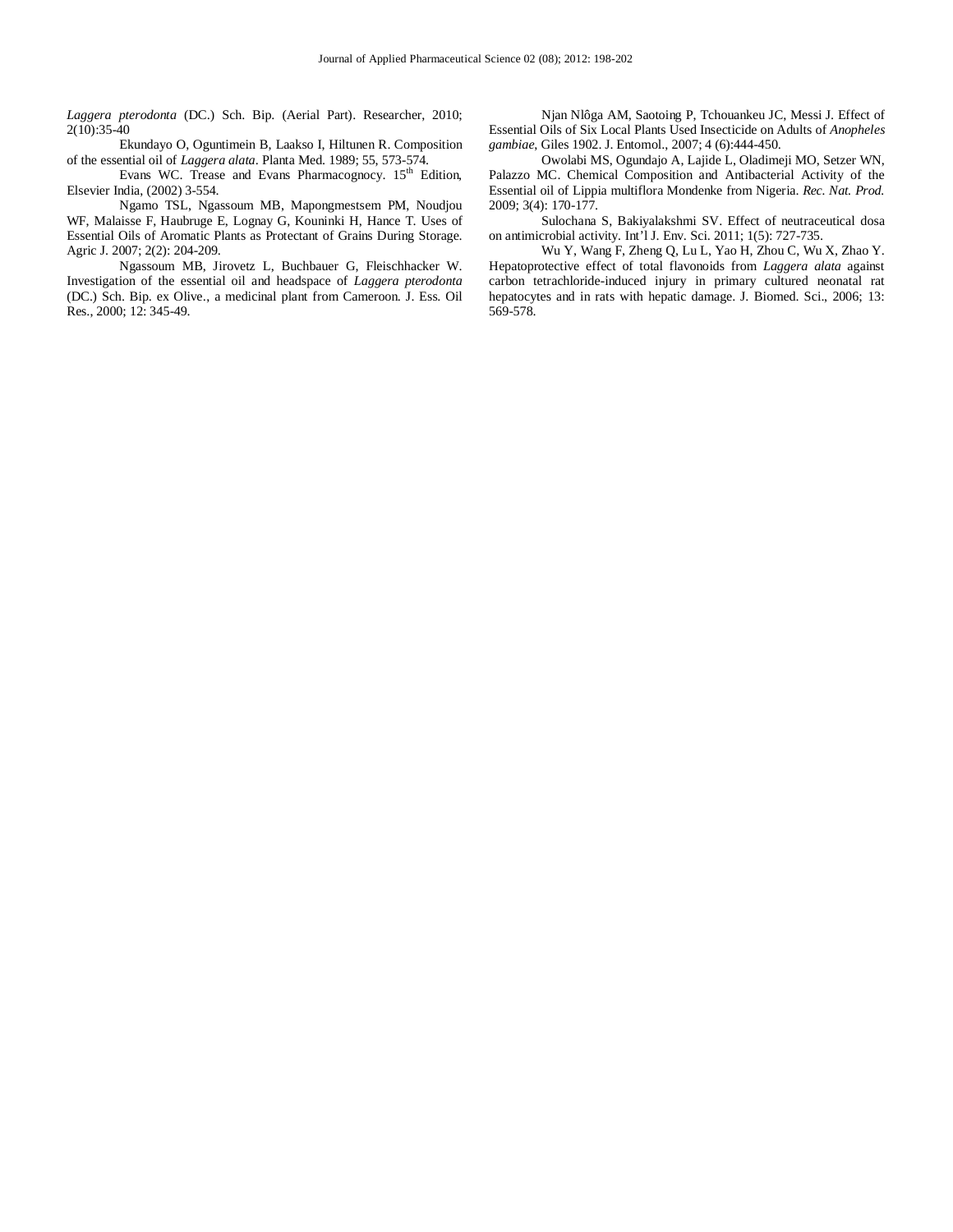*Laggera pterodonta* (DC.) Sch. Bip. (Aerial Part). Researcher, 2010; 2(10):35-40

Ekundayo O, Oguntimein B, Laakso I, Hiltunen R. Composition of the essential oil of *Laggera alata*. Planta Med. 1989; 55, 573-574.

Evans WC. Trease and Evans Pharmacognocy. 15th Edition, Elsevier India, (2002) 3-554.

Ngamo TSL, Ngassoum MB, Mapongmestsem PM, Noudjou WF, Malaisse F, Haubruge E, Lognay G, Kouninki H, Hance T. Uses of Essential Oils of Aromatic Plants as Protectant of Grains During Storage. Agric J. 2007; 2(2): 204-209.

Ngassoum MB, Jirovetz L, Buchbauer G, Fleischhacker W. Investigation of the essential oil and headspace of *Laggera pterodonta* (DC.) Sch. Bip. ex Olive., a medicinal plant from Cameroon. J. Ess. Oil Res., 2000; 12: 345-49.

Njan Nlôga AM, Saotoing P, Tchouankeu JC, Messi J. Effect of Essential Oils of Six Local Plants Used Insecticide on Adults of *Anopheles gambiae*, Giles 1902. J. Entomol., 2007; 4 (6):444-450.

Owolabi MS, Ogundajo A, Lajide L, Oladimeji MO, Setzer WN, Palazzo MC. Chemical Composition and Antibacterial Activity of the Essential oil of Lippia multiflora Mondenke from Nigeria. *Rec. Nat. Prod.* 2009; 3(4): 170-177.

Sulochana S, Bakiyalakshmi SV. Effect of neutraceutical dosa on antimicrobial activity. Int'l J. Env. Sci. 2011; 1(5): 727-735.

Wu Y, Wang F, Zheng Q, Lu L, Yao H, Zhou C, Wu X, Zhao Y. Hepatoprotective effect of total flavonoids from *Laggera alata* against carbon tetrachloride-induced injury in primary cultured neonatal rat hepatocytes and in rats with hepatic damage. J. Biomed. Sci., 2006; 13: 569-578.